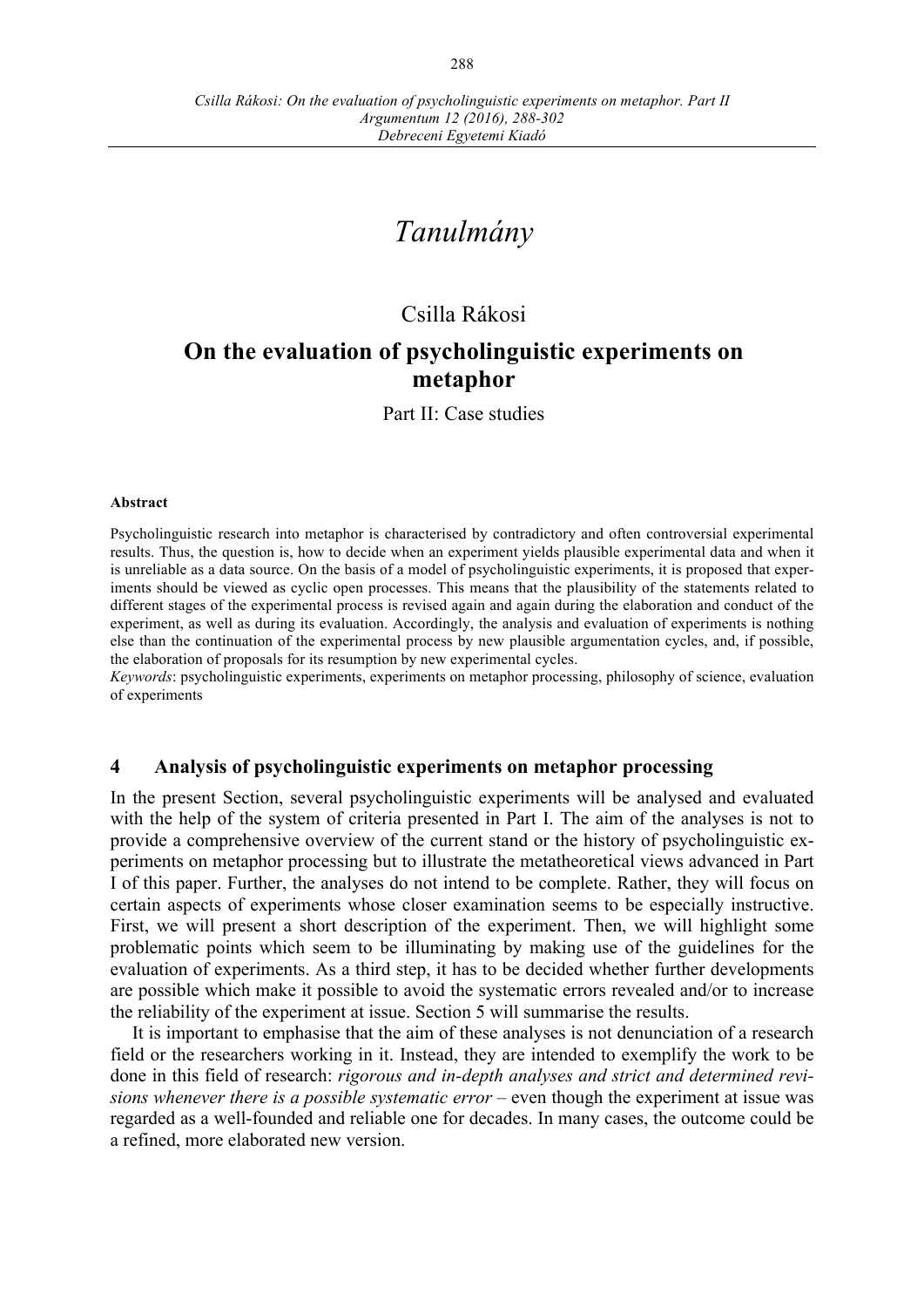# Tanulmány

Csilla Rákosi

## On the evaluation of psycholinguistic experiments on metaphor

Part II: Case studies

**Abstract**

Psycholinguistic research into metaphor is characterised by contradictory and often controversial experimental results. Thus, the question is, how to decide when an experiment yields plausible experimental data and when it is unreliable as a data source. On the basis of a model of psycholinguistic experiments, it is proposed that experiments should be viewed as cyclic open processes. This means that the plausibility of the statements related to different stages of the experimental process is revised again and again during the elaboration and conduct of the experiment, as well as during its evaluation. Accordingly, the analysis and evaluation of experiments is nothing else than the continuation of the experimental process by new plausible argumentation cycles, and, if possible, the elaboration of proposals for its resumption by new experimental cycles.

*Keywords*: psycholinguistic experiments, experiments on metaphor processing, philosophy of science, evaluation of experiments

## 4 Analysis of psycholinguistic experiments on metaphor processing

In the present Section, several psycholinguistic experiments will be analysed and evaluated with the help of the system of criteria presented in Part I. The aim of the analyses is not to provide a comprehensive overview of the current stand or the history of psycholinguistic experiments on metaphor processing but to illustrate the metatheoretical views advanced in Part I of this paper. Further, the analyses do not intend to be complete. Rather, they will focus on certain aspects of experiments whose closer examination seems to be especially instructive. First, we will present a short description of the experiment. Then, we will highlight some problematic points which seem to be illuminating by making use of the guidelines for the evaluation of experiments. As a third step, it has to be decided whether further developments are possible which make it possible to avoid the systematic errors revealed and/or to increase the reliability of the experiment at issue. Section 5 will summarise the results.

It is important to emphasise that the aim of these analyses is not denunciation of a research field or the researchers working in it. Instead, they are intended to exemplify the work to be done in this field of research: *rigorous and in-depth analyses and strict and determined revisions whenever there is a possible systematic error* – even though the experiment at issue was regarded as a well-founded and reliable one for decades. In many cases, the outcome could be a refined, more elaborated new version.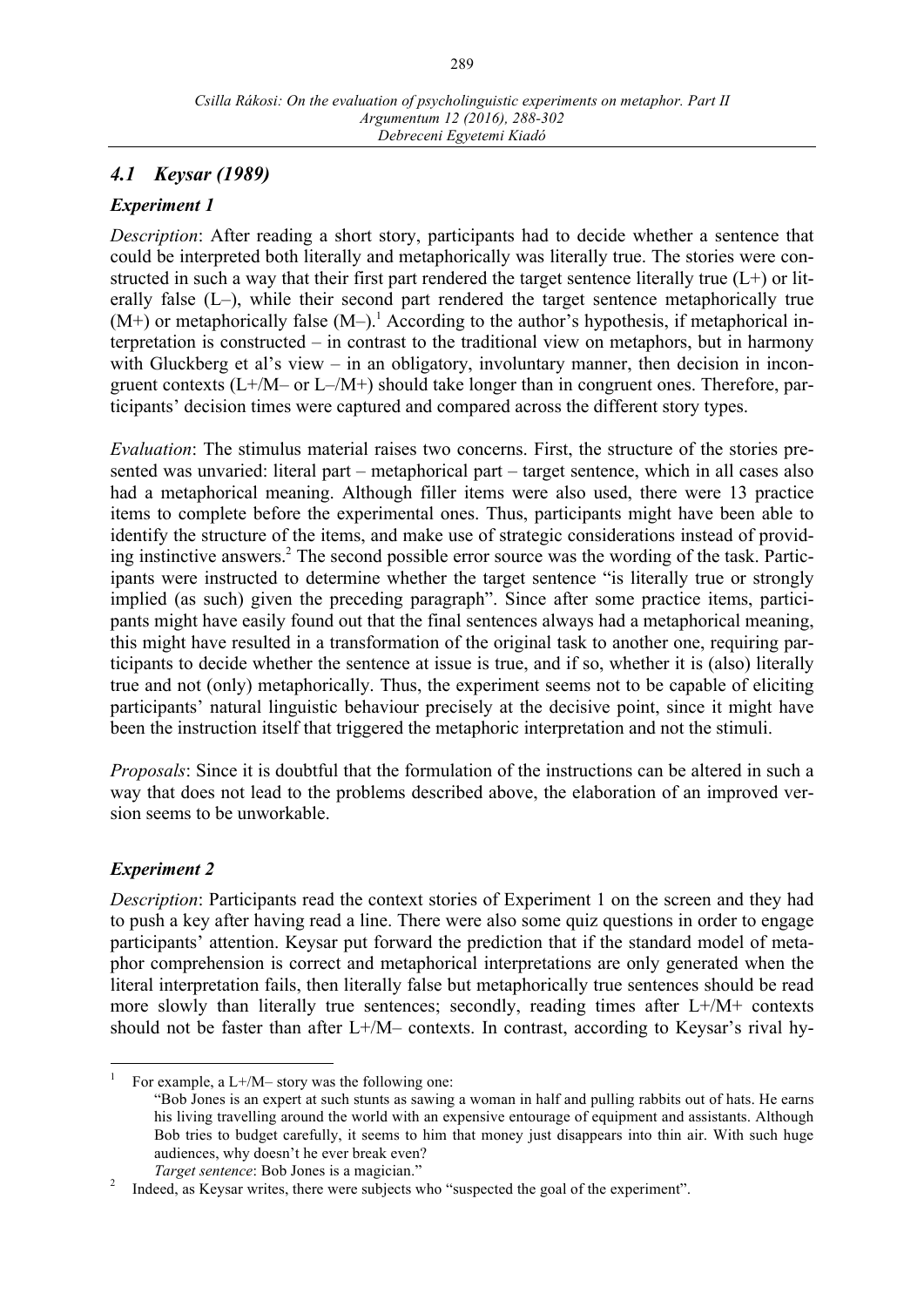## 4.1 *Keysar (1989)*

### *Experiment 1*

*Description*: After reading a short story, participants had to decide whether a sentence that could be interpreted both literally and metaphorically was literally true. The stories were constructed in such a way that their first part rendered the target sentence literally true (L+) or literally false (L–), while their second part rendered the target sentence metaphorically true (M+) or metaphorically false (M–).[1] According to the author's hypothesis, if metaphorical interpretation is constructed – in contrast to the traditional view on metaphors, but in harmony with Gluckberg et al's view – in an obligatory, involuntary manner, then decision in incongruent contexts (L+/M– or L–/M+) should take longer than in congruent ones. Therefore, participants' decision times were captured and compared across the different story types.

*Evaluation*: The stimulus material raises two concerns. First, the structure of the stories presented was unvaried: literal part – metaphorical part – target sentence, which in all cases also had a metaphorical meaning. Although filler items were also used, there were 13 practice items to complete before the experimental ones. Thus, participants might have been able to identify the structure of the items, and make use of strategic considerations instead of providing instinctive answers.[2] The second possible error source was the wording of the task. Participants were instructed to determine whether the target sentence "is literally true or strongly implied (as such) given the preceding paragraph". Since after some practice items, participants might have easily found out that the final sentences always had a metaphorical meaning, this might have resulted in a transformation of the original task to another one, requiring participants to decide whether the sentence at issue is true, and if so, whether it is (also) literally true and not (only) metaphorically. Thus, the experiment seems not to be capable of eliciting participants' natural linguistic behaviour precisely at the decisive point, since it might have been the instruction itself that triggered the metaphoric interpretation and not the stimuli.

*Proposals*: Since it is doubtful that the formulation of the instructions can be altered in such a way that does not lead to the problems described above, the elaboration of an improved version seems to be unworkable.

### *Experiment 2*

*Description*: Participants read the context stories of Experiment 1 on the screen and they had to push a key after having read a line. There were also some quiz questions in order to engage participants' attention. Keysar put forward the prediction that if the standard model of metaphor comprehension is correct and metaphorical interpretations are only generated when the literal interpretation fails, then literally false but metaphorically true sentences should be read more slowly than literally true sentences; secondly, reading times after L+/M+ contexts should not be faster than after L+/M– contexts. In contrast, according to Keysar's rival hy-

---

[1] For example, a L+/M– story was the following one:
"Bob Jones is an expert at such stunts as sawing a woman in half and pulling rabbits out of hats. He earns his living travelling around the world with an expensive entourage of equipment and assistants. Although Bob tries to budget carefully, it seems to him that money just disappears into thin air. With such huge audiences, why doesn't he ever break even?
*Target sentence*: Bob Jones is a magician."

[2] Indeed, as Keysar writes, there were subjects who "suspected the goal of the experiment".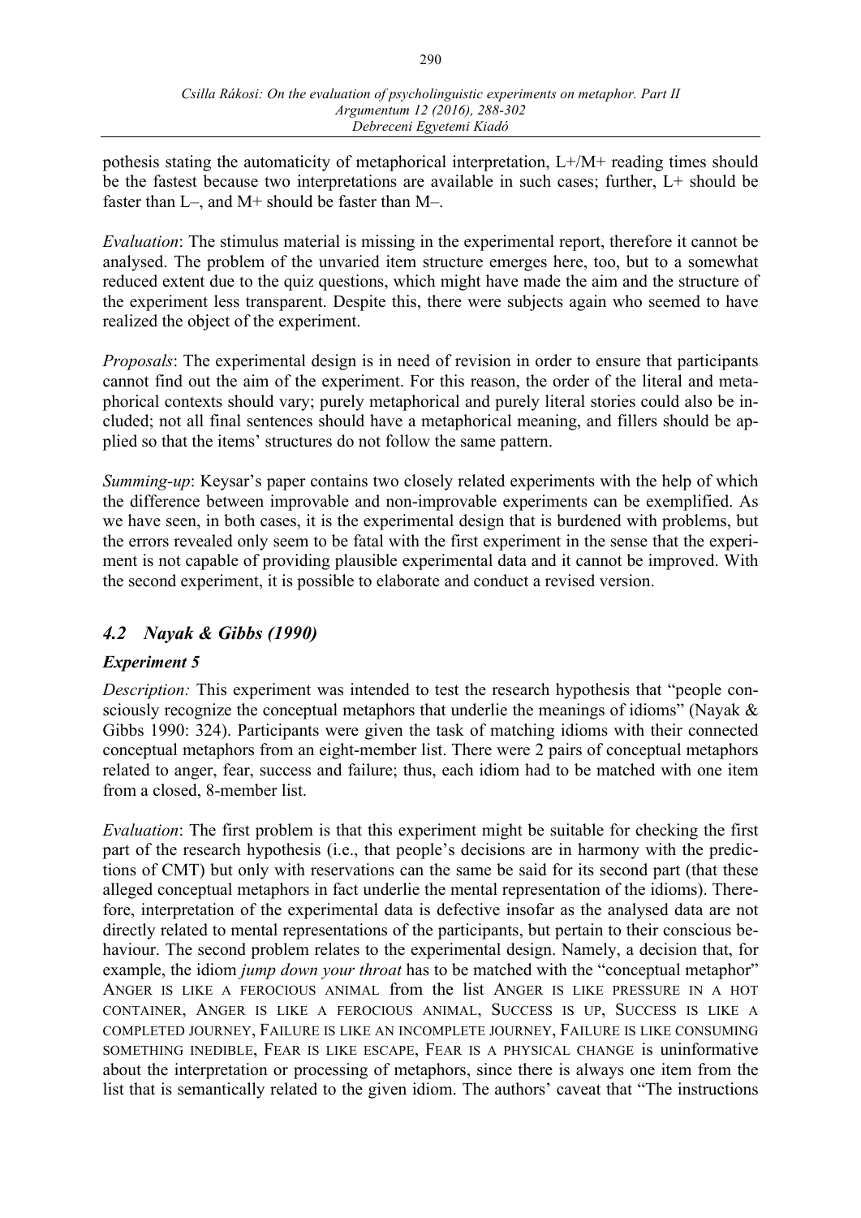pothesis stating the automaticity of metaphorical interpretation, L+/M+ reading times should be the fastest because two interpretations are available in such cases; further, L+ should be faster than L–, and M+ should be faster than M–.

*Evaluation*: The stimulus material is missing in the experimental report, therefore it cannot be analysed. The problem of the unvaried item structure emerges here, too, but to a somewhat reduced extent due to the quiz questions, which might have made the aim and the structure of the experiment less transparent. Despite this, there were subjects again who seemed to have realized the object of the experiment.

*Proposals*: The experimental design is in need of revision in order to ensure that participants cannot find out the aim of the experiment. For this reason, the order of the literal and metaphorical contexts should vary; purely metaphorical and purely literal stories could also be included; not all final sentences should have a metaphorical meaning, and fillers should be applied so that the items' structures do not follow the same pattern.

*Summing-up*: Keysar's paper contains two closely related experiments with the help of which the difference between improvable and non-improvable experiments can be exemplified. As we have seen, in both cases, it is the experimental design that is burdened with problems, but the errors revealed only seem to be fatal with the first experiment in the sense that the experiment is not capable of providing plausible experimental data and it cannot be improved. With the second experiment, it is possible to elaborate and conduct a revised version.

### *4.2 Nayak & Gibbs (1990)*

#### *Experiment 5*

*Description:* This experiment was intended to test the research hypothesis that "people consciously recognize the conceptual metaphors that underlie the meanings of idioms" (Nayak & Gibbs 1990: 324). Participants were given the task of matching idioms with their connected conceptual metaphors from an eight-member list. There were 2 pairs of conceptual metaphors related to anger, fear, success and failure; thus, each idiom had to be matched with one item from a closed, 8-member list.

*Evaluation*: The first problem is that this experiment might be suitable for checking the first part of the research hypothesis (i.e., that people's decisions are in harmony with the predictions of CMT) but only with reservations can the same be said for its second part (that these alleged conceptual metaphors in fact underlie the mental representation of the idioms). Therefore, interpretation of the experimental data is defective insofar as the analysed data are not directly related to mental representations of the participants, but pertain to their conscious behaviour. The second problem relates to the experimental design. Namely, a decision that, for example, the idiom *jump down your throat* has to be matched with the "conceptual metaphor" ANGER IS LIKE A FEROCIOUS ANIMAL from the list ANGER IS LIKE PRESSURE IN A HOT CONTAINER, ANGER IS LIKE A FEROCIOUS ANIMAL, SUCCESS IS UP, SUCCESS IS LIKE A COMPLETED JOURNEY, FAILURE IS LIKE AN INCOMPLETE JOURNEY, FAILURE IS LIKE CONSUMING SOMETHING INEDIBLE, FEAR IS LIKE ESCAPE, FEAR IS A PHYSICAL CHANGE is uninformative about the interpretation or processing of metaphors, since there is always one item from the list that is semantically related to the given idiom. The authors' caveat that "The instructions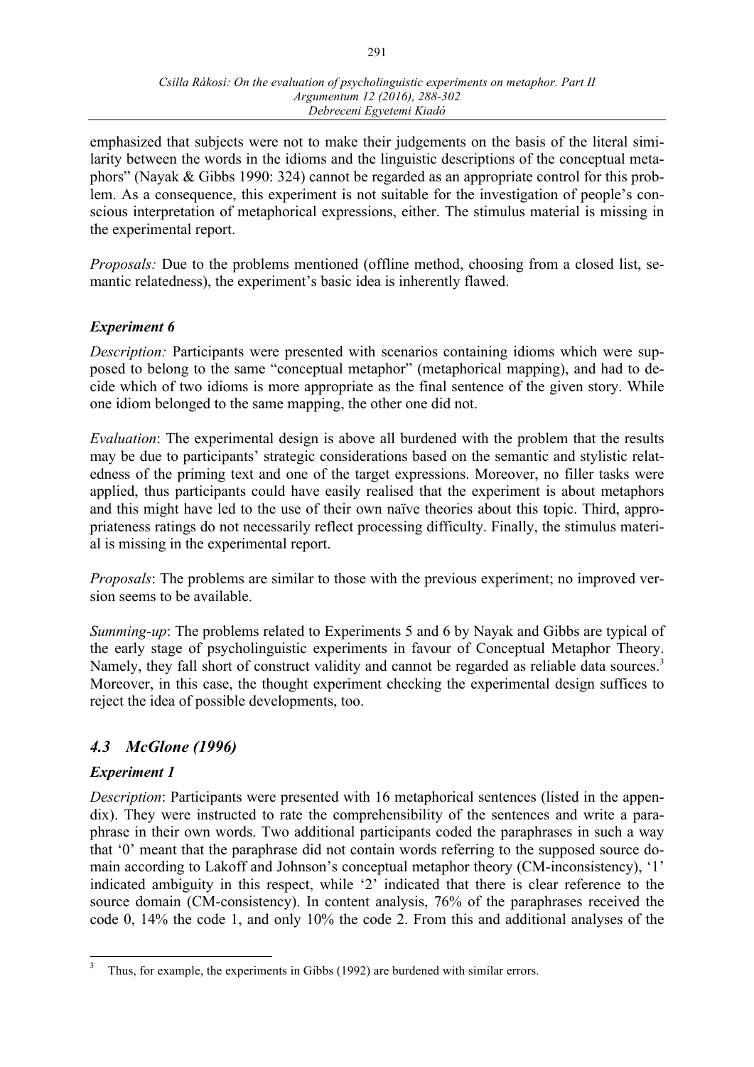emphasized that subjects were not to make their judgements on the basis of the literal similarity between the words in the idioms and the linguistic descriptions of the conceptual metaphors" (Nayak & Gibbs 1990: 324) cannot be regarded as an appropriate control for this problem. As a consequence, this experiment is not suitable for the investigation of people's conscious interpretation of metaphorical expressions, either. The stimulus material is missing in the experimental report.

*Proposals:* Due to the problems mentioned (offline method, choosing from a closed list, semantic relatedness), the experiment's basic idea is inherently flawed.

### *Experiment 6*

*Description:* Participants were presented with scenarios containing idioms which were supposed to belong to the same "conceptual metaphor" (metaphorical mapping), and had to decide which of two idioms is more appropriate as the final sentence of the given story. While one idiom belonged to the same mapping, the other one did not.

*Evaluation*: The experimental design is above all burdened with the problem that the results may be due to participants' strategic considerations based on the semantic and stylistic relatedness of the priming text and one of the target expressions. Moreover, no filler tasks were applied, thus participants could have easily realised that the experiment is about metaphors and this might have led to the use of their own naïve theories about this topic. Third, appropriateness ratings do not necessarily reflect processing difficulty. Finally, the stimulus material is missing in the experimental report.

*Proposals*: The problems are similar to those with the previous experiment; no improved version seems to be available.

*Summing-up*: The problems related to Experiments 5 and 6 by Nayak and Gibbs are typical of the early stage of psycholinguistic experiments in favour of Conceptual Metaphor Theory. Namely, they fall short of construct validity and cannot be regarded as reliable data sources.[3] Moreover, in this case, the thought experiment checking the experimental design suffices to reject the idea of possible developments, too.

## *4.3 McGlone (1996)*

### *Experiment 1*

*Description*: Participants were presented with 16 metaphorical sentences (listed in the appendix). They were instructed to rate the comprehensibility of the sentences and write a paraphrase in their own words. Two additional participants coded the paraphrases in such a way that '0' meant that the paraphrase did not contain words referring to the supposed source domain according to Lakoff and Johnson's conceptual metaphor theory (CM-inconsistency), '1' indicated ambiguity in this respect, while '2' indicated that there is clear reference to the source domain (CM-consistency). In content analysis, 76% of the paraphrases received the code 0, 14% the code 1, and only 10% the code 2. From this and additional analyses of the

---

[3] Thus, for example, the experiments in Gibbs (1992) are burdened with similar errors.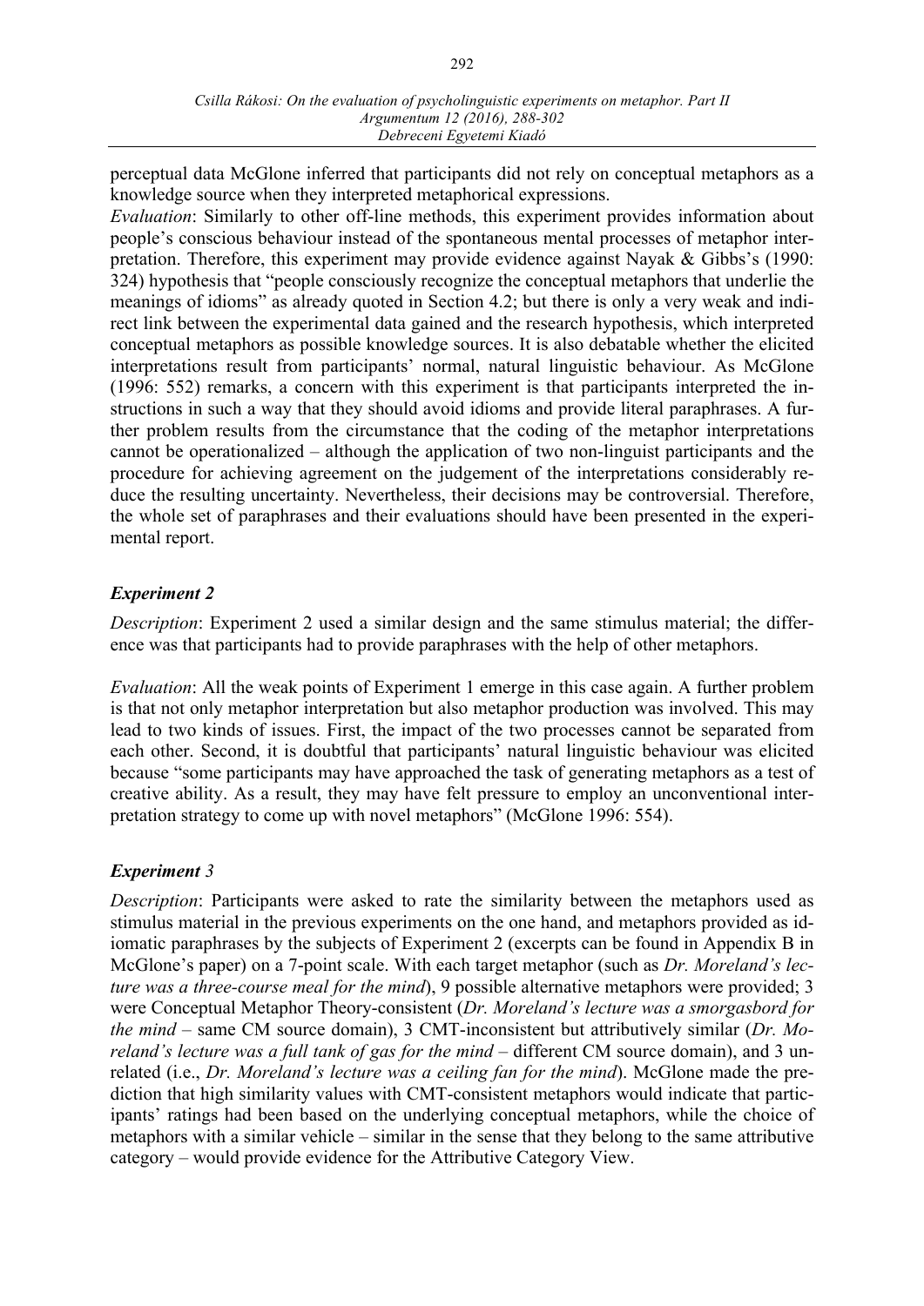perceptual data McGlone inferred that participants did not rely on conceptual metaphors as a knowledge source when they interpreted metaphorical expressions.

*Evaluation*: Similarly to other off-line methods, this experiment provides information about people's conscious behaviour instead of the spontaneous mental processes of metaphor interpretation. Therefore, this experiment may provide evidence against Nayak & Gibbs's (1990: 324) hypothesis that "people consciously recognize the conceptual metaphors that underlie the meanings of idioms" as already quoted in Section 4.2; but there is only a very weak and indirect link between the experimental data gained and the research hypothesis, which interpreted conceptual metaphors as possible knowledge sources. It is also debatable whether the elicited interpretations result from participants' normal, natural linguistic behaviour. As McGlone (1996: 552) remarks, a concern with this experiment is that participants interpreted the instructions in such a way that they should avoid idioms and provide literal paraphrases. A further problem results from the circumstance that the coding of the metaphor interpretations cannot be operationalized – although the application of two non-linguist participants and the procedure for achieving agreement on the judgement of the interpretations considerably reduce the resulting uncertainty. Nevertheless, their decisions may be controversial. Therefore, the whole set of paraphrases and their evaluations should have been presented in the experimental report.

### *Experiment 2*

*Description*: Experiment 2 used a similar design and the same stimulus material; the difference was that participants had to provide paraphrases with the help of other metaphors.

*Evaluation*: All the weak points of Experiment 1 emerge in this case again. A further problem is that not only metaphor interpretation but also metaphor production was involved. This may lead to two kinds of issues. First, the impact of the two processes cannot be separated from each other. Second, it is doubtful that participants' natural linguistic behaviour was elicited because "some participants may have approached the task of generating metaphors as a test of creative ability. As a result, they may have felt pressure to employ an unconventional interpretation strategy to come up with novel metaphors" (McGlone 1996: 554).

### *Experiment 3*

*Description*: Participants were asked to rate the similarity between the metaphors used as stimulus material in the previous experiments on the one hand, and metaphors provided as idiomatic paraphrases by the subjects of Experiment 2 (excerpts can be found in Appendix B in McGlone's paper) on a 7-point scale. With each target metaphor (such as *Dr. Moreland's lecture was a three-course meal for the mind*), 9 possible alternative metaphors were provided; 3 were Conceptual Metaphor Theory-consistent (*Dr. Moreland's lecture was a smorgasbord for the mind* – same CM source domain), 3 CMT-inconsistent but attributively similar (*Dr. Moreland's lecture was a full tank of gas for the mind* – different CM source domain), and 3 unrelated (i.e., *Dr. Moreland's lecture was a ceiling fan for the mind*). McGlone made the prediction that high similarity values with CMT-consistent metaphors would indicate that participants' ratings had been based on the underlying conceptual metaphors, while the choice of metaphors with a similar vehicle – similar in the sense that they belong to the same attributive category – would provide evidence for the Attributive Category View.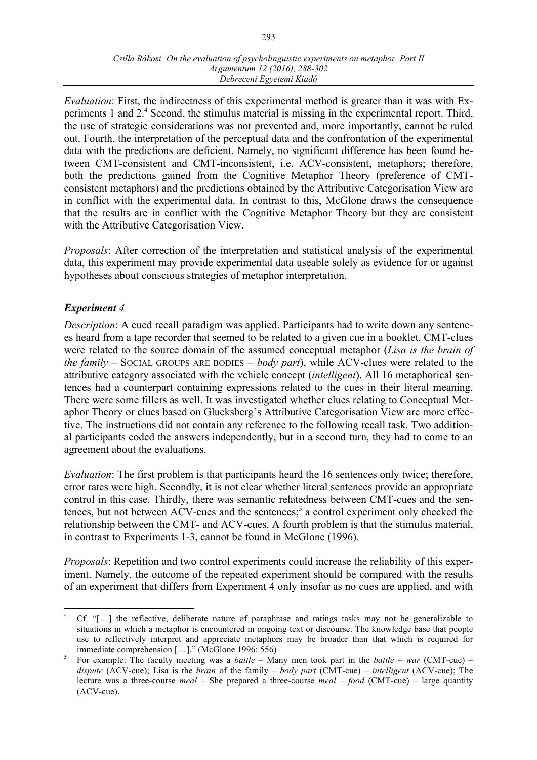*Evaluation*: First, the indirectness of this experimental method is greater than it was with Experiments 1 and 2.[4] Second, the stimulus material is missing in the experimental report. Third, the use of strategic considerations was not prevented and, more importantly, cannot be ruled out. Fourth, the interpretation of the perceptual data and the confrontation of the experimental data with the predictions are deficient. Namely, no significant difference has been found between CMT-consistent and CMT-inconsistent, i.e. ACV-consistent, metaphors; therefore, both the predictions gained from the Cognitive Metaphor Theory (preference of CMT-consistent metaphors) and the predictions obtained by the Attributive Categorisation View are in conflict with the experimental data. In contrast to this, McGlone draws the consequence that the results are in conflict with the Cognitive Metaphor Theory but they are consistent with the Attributive Categorisation View.

*Proposals*: After correction of the interpretation and statistical analysis of the experimental data, this experiment may provide experimental data useable solely as evidence for or against hypotheses about conscious strategies of metaphor interpretation.

### *Experiment 4*

*Description*: A cued recall paradigm was applied. Participants had to write down any sentences heard from a tape recorder that seemed to be related to a given cue in a booklet. CMT-clues were related to the source domain of the assumed conceptual metaphor (*Lisa is the brain of the family* – SOCIAL GROUPS ARE BODIES – *body part*), while ACV-clues were related to the attributive category associated with the vehicle concept (*intelligent*). All 16 metaphorical sentences had a counterpart containing expressions related to the cues in their literal meaning. There were some fillers as well. It was investigated whether clues relating to Conceptual Metaphor Theory or clues based on Glucksberg's Attributive Categorisation View are more effective. The instructions did not contain any reference to the following recall task. Two additional participants coded the answers independently, but in a second turn, they had to come to an agreement about the evaluations.

*Evaluation*: The first problem is that participants heard the 16 sentences only twice; therefore, error rates were high. Secondly, it is not clear whether literal sentences provide an appropriate control in this case. Thirdly, there was semantic relatedness between CMT-cues and the sentences, but not between ACV-cues and the sentences;[5] a control experiment only checked the relationship between the CMT- and ACV-cues. A fourth problem is that the stimulus material, in contrast to Experiments 1-3, cannot be found in McGlone (1996).

*Proposals*: Repetition and two control experiments could increase the reliability of this experiment. Namely, the outcome of the repeated experiment should be compared with the results of an experiment that differs from Experiment 4 only insofar as no cues are applied, and with

---

[4] Cf. "[…] the reflective, deliberate nature of paraphrase and ratings tasks may not be generalizable to situations in which a metaphor is encountered in ongoing text or discourse. The knowledge base that people use to reflectively interpret and appreciate metaphors may be broader than that which is required for immediate comprehension […]." (McGlone 1996: 556)

[5] For example: The faculty meeting was a *battle* – Many men took part in the *battle* – *war* (CMT-cue) – *dispute* (ACV-cue); Lisa is the *brain* of the family – *body part* (CMT-cue) – *intelligent* (ACV-cue); The lecture was a three-course *meal* – She prepared a three-course *meal* – *food* (CMT-cue) – large quantity (ACV-cue).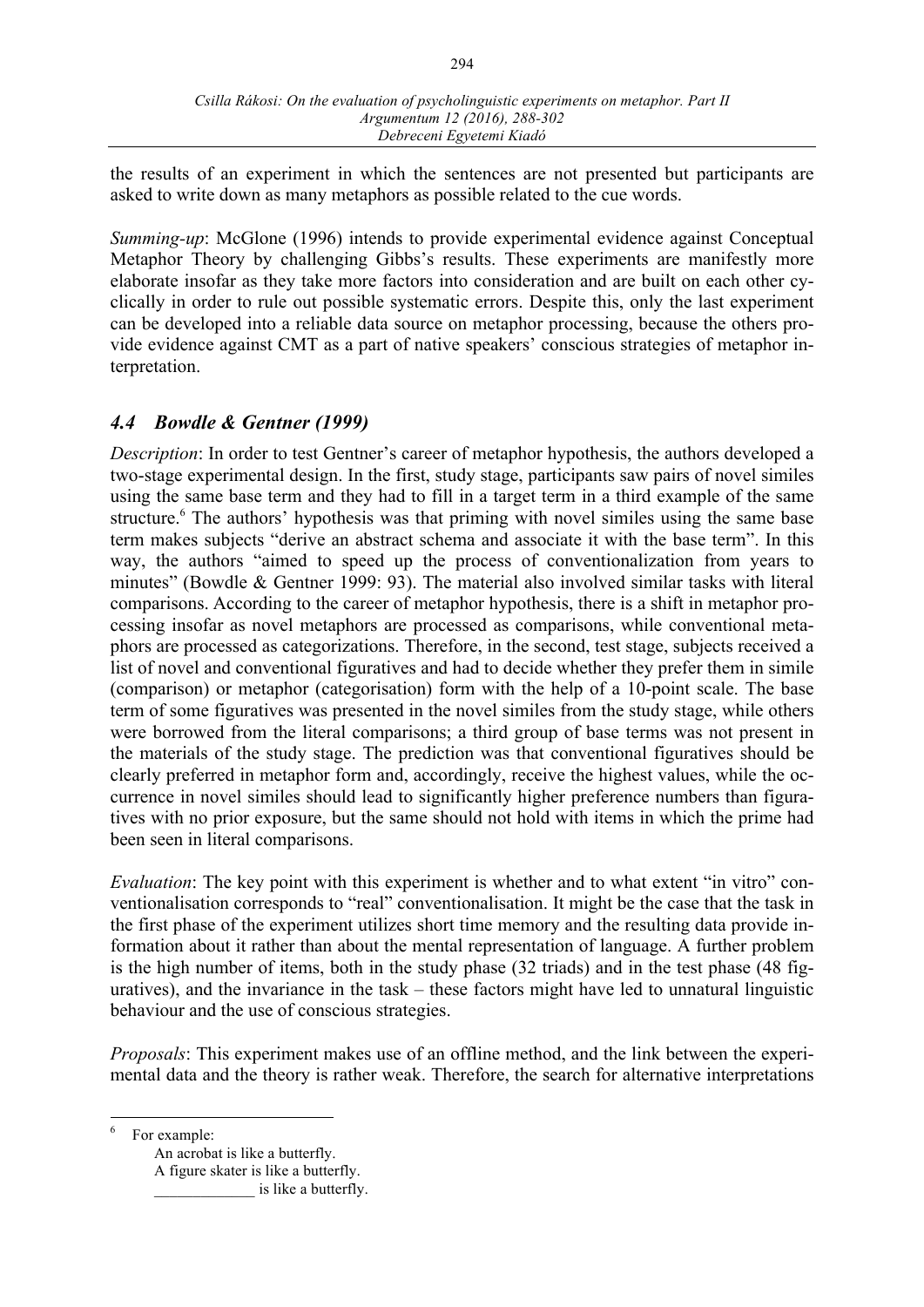the results of an experiment in which the sentences are not presented but participants are asked to write down as many metaphors as possible related to the cue words.

*Summing-up*: McGlone (1996) intends to provide experimental evidence against Conceptual Metaphor Theory by challenging Gibbs's results. These experiments are manifestly more elaborate insofar as they take more factors into consideration and are built on each other cyclically in order to rule out possible systematic errors. Despite this, only the last experiment can be developed into a reliable data source on metaphor processing, because the others provide evidence against CMT as a part of native speakers' conscious strategies of metaphor interpretation.

### *4.4 Bowdle & Gentner (1999)*

*Description*: In order to test Gentner's career of metaphor hypothesis, the authors developed a two-stage experimental design. In the first, study stage, participants saw pairs of novel similes using the same base term and they had to fill in a target term in a third example of the same structure.[6] The authors' hypothesis was that priming with novel similes using the same base term makes subjects "derive an abstract schema and associate it with the base term". In this way, the authors "aimed to speed up the process of conventionalization from years to minutes" (Bowdle & Gentner 1999: 93). The material also involved similar tasks with literal comparisons. According to the career of metaphor hypothesis, there is a shift in metaphor processing insofar as novel metaphors are processed as comparisons, while conventional metaphors are processed as categorizations. Therefore, in the second, test stage, subjects received a list of novel and conventional figuratives and had to decide whether they prefer them in simile (comparison) or metaphor (categorisation) form with the help of a 10-point scale. The base term of some figuratives was presented in the novel similes from the study stage, while others were borrowed from the literal comparisons; a third group of base terms was not present in the materials of the study stage. The prediction was that conventional figuratives should be clearly preferred in metaphor form and, accordingly, receive the highest values, while the occurrence in novel similes should lead to significantly higher preference numbers than figuratives with no prior exposure, but the same should not hold with items in which the prime had been seen in literal comparisons.

*Evaluation*: The key point with this experiment is whether and to what extent "in vitro" conventionalisation corresponds to "real" conventionalisation. It might be the case that the task in the first phase of the experiment utilizes short time memory and the resulting data provide information about it rather than about the mental representation of language. A further problem is the high number of items, both in the study phase (32 triads) and in the test phase (48 figuratives), and the invariance in the task – these factors might have led to unnatural linguistic behaviour and the use of conscious strategies.

*Proposals*: This experiment makes use of an offline method, and the link between the experimental data and the theory is rather weak. Therefore, the search for alternative interpretations

---

[6] For example:
An acrobat is like a butterfly.
A figure skater is like a butterfly.
_____________ is like a butterfly.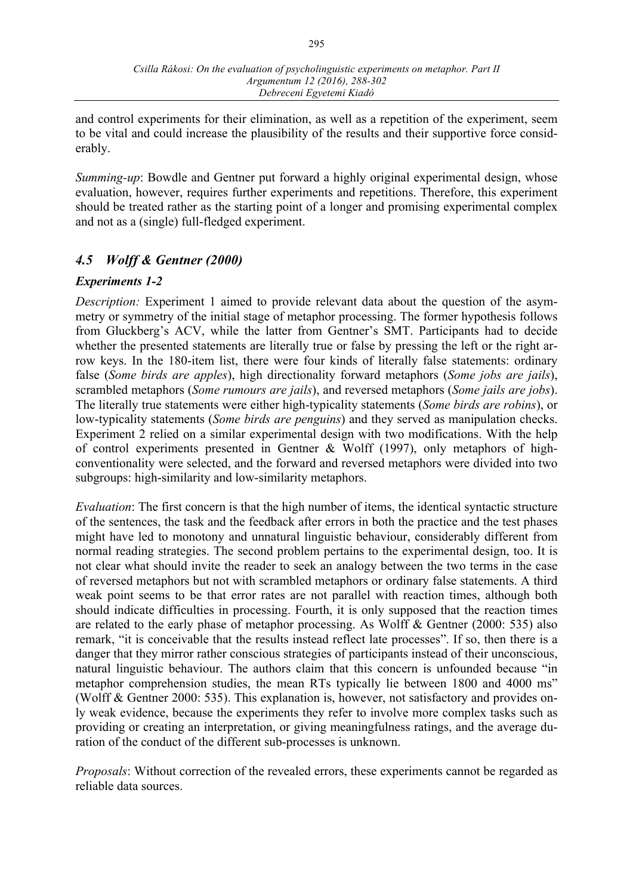and control experiments for their elimination, as well as a repetition of the experiment, seem to be vital and could increase the plausibility of the results and their supportive force considerably.

*Summing-up*: Bowdle and Gentner put forward a highly original experimental design, whose evaluation, however, requires further experiments and repetitions. Therefore, this experiment should be treated rather as the starting point of a longer and promising experimental complex and not as a (single) full-fledged experiment.

### *4.5 Wolff & Gentner (2000)*

#### *Experiments 1-2*

*Description:* Experiment 1 aimed to provide relevant data about the question of the asymmetry or symmetry of the initial stage of metaphor processing. The former hypothesis follows from Gluckberg's ACV, while the latter from Gentner's SMT. Participants had to decide whether the presented statements are literally true or false by pressing the left or the right arrow keys. In the 180-item list, there were four kinds of literally false statements: ordinary false (*Some birds are apples*), high directionality forward metaphors (*Some jobs are jails*), scrambled metaphors (*Some rumours are jails*), and reversed metaphors (*Some jails are jobs*). The literally true statements were either high-typicality statements (*Some birds are robins*), or low-typicality statements (*Some birds are penguins*) and they served as manipulation checks. Experiment 2 relied on a similar experimental design with two modifications. With the help of control experiments presented in Gentner & Wolff (1997), only metaphors of high-conventionality were selected, and the forward and reversed metaphors were divided into two subgroups: high-similarity and low-similarity metaphors.

*Evaluation*: The first concern is that the high number of items, the identical syntactic structure of the sentences, the task and the feedback after errors in both the practice and the test phases might have led to monotony and unnatural linguistic behaviour, considerably different from normal reading strategies. The second problem pertains to the experimental design, too. It is not clear what should invite the reader to seek an analogy between the two terms in the case of reversed metaphors but not with scrambled metaphors or ordinary false statements. A third weak point seems to be that error rates are not parallel with reaction times, although both should indicate difficulties in processing. Fourth, it is only supposed that the reaction times are related to the early phase of metaphor processing. As Wolff & Gentner (2000: 535) also remark, "it is conceivable that the results instead reflect late processes". If so, then there is a danger that they mirror rather conscious strategies of participants instead of their unconscious, natural linguistic behaviour. The authors claim that this concern is unfounded because "in metaphor comprehension studies, the mean RTs typically lie between 1800 and 4000 ms" (Wolff & Gentner 2000: 535). This explanation is, however, not satisfactory and provides only weak evidence, because the experiments they refer to involve more complex tasks such as providing or creating an interpretation, or giving meaningfulness ratings, and the average duration of the conduct of the different sub-processes is unknown.

*Proposals*: Without correction of the revealed errors, these experiments cannot be regarded as reliable data sources.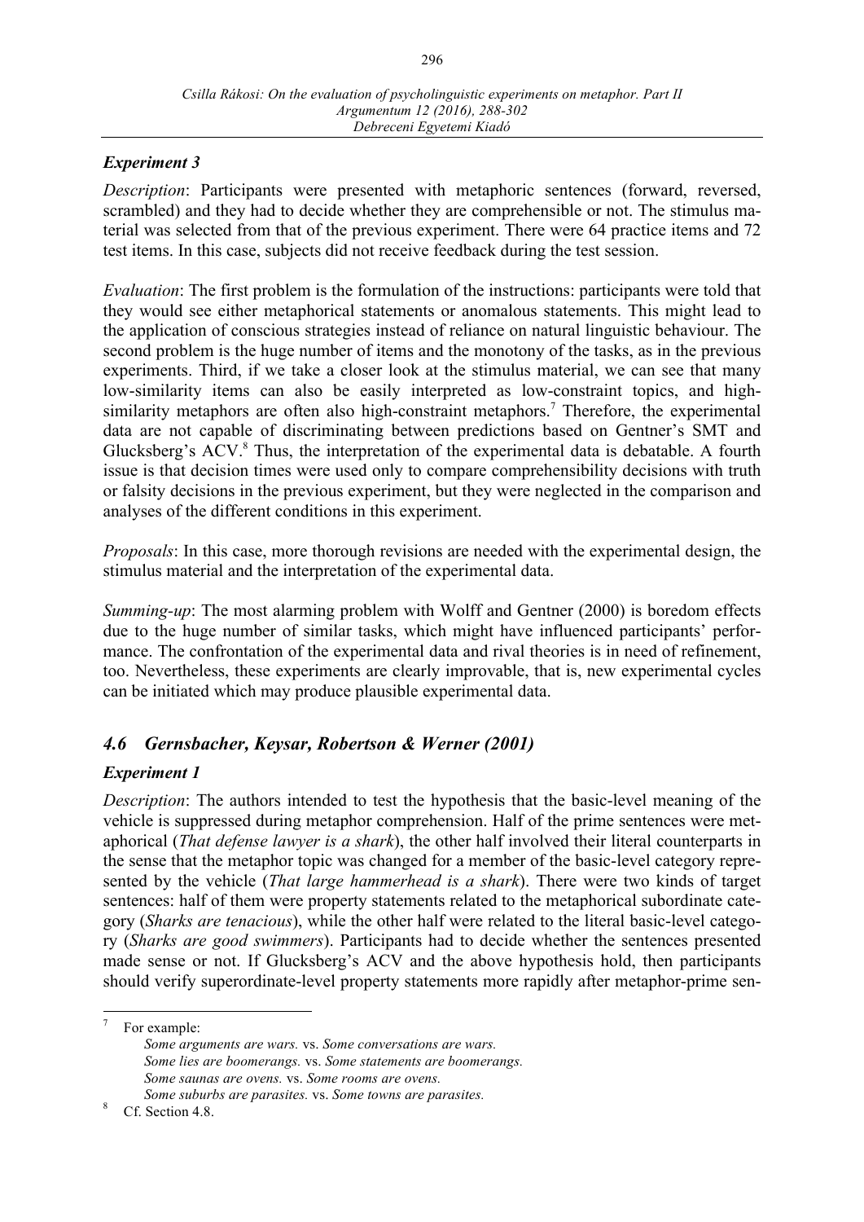### *Experiment 3*

*Description*: Participants were presented with metaphoric sentences (forward, reversed, scrambled) and they had to decide whether they are comprehensible or not. The stimulus material was selected from that of the previous experiment. There were 64 practice items and 72 test items. In this case, subjects did not receive feedback during the test session.

*Evaluation*: The first problem is the formulation of the instructions: participants were told that they would see either metaphorical statements or anomalous statements. This might lead to the application of conscious strategies instead of reliance on natural linguistic behaviour. The second problem is the huge number of items and the monotony of the tasks, as in the previous experiments. Third, if we take a closer look at the stimulus material, we can see that many low-similarity items can also be easily interpreted as low-constraint topics, and high-similarity metaphors are often also high-constraint metaphors.[7] Therefore, the experimental data are not capable of discriminating between predictions based on Gentner's SMT and Glucksberg's ACV.[8] Thus, the interpretation of the experimental data is debatable. A fourth issue is that decision times were used only to compare comprehensibility decisions with truth or falsity decisions in the previous experiment, but they were neglected in the comparison and analyses of the different conditions in this experiment.

*Proposals*: In this case, more thorough revisions are needed with the experimental design, the stimulus material and the interpretation of the experimental data.

*Summing-up*: The most alarming problem with Wolff and Gentner (2000) is boredom effects due to the huge number of similar tasks, which might have influenced participants' performance. The confrontation of the experimental data and rival theories is in need of refinement, too. Nevertheless, these experiments are clearly improvable, that is, new experimental cycles can be initiated which may produce plausible experimental data.

## *4.6 Gernsbacher, Keysar, Robertson & Werner (2001)*

### *Experiment 1*

*Description*: The authors intended to test the hypothesis that the basic-level meaning of the vehicle is suppressed during metaphor comprehension. Half of the prime sentences were metaphorical (*That defense lawyer is a shark*), the other half involved their literal counterparts in the sense that the metaphor topic was changed for a member of the basic-level category represented by the vehicle (*That large hammerhead is a shark*). There were two kinds of target sentences: half of them were property statements related to the metaphorical subordinate category (*Sharks are tenacious*), while the other half were related to the literal basic-level category (*Sharks are good swimmers*). Participants had to decide whether the sentences presented made sense or not. If Glucksberg's ACV and the above hypothesis hold, then participants should verify superordinate-level property statements more rapidly after metaphor-prime sen-

---

[7] For example:
*Some arguments are wars.* vs. *Some conversations are wars.*
*Some lies are boomerangs.* vs. *Some statements are boomerangs.*
*Some saunas are ovens.* vs. *Some rooms are ovens.*
*Some suburbs are parasites.* vs. *Some towns are parasites.*

[8] Cf. Section 4.8.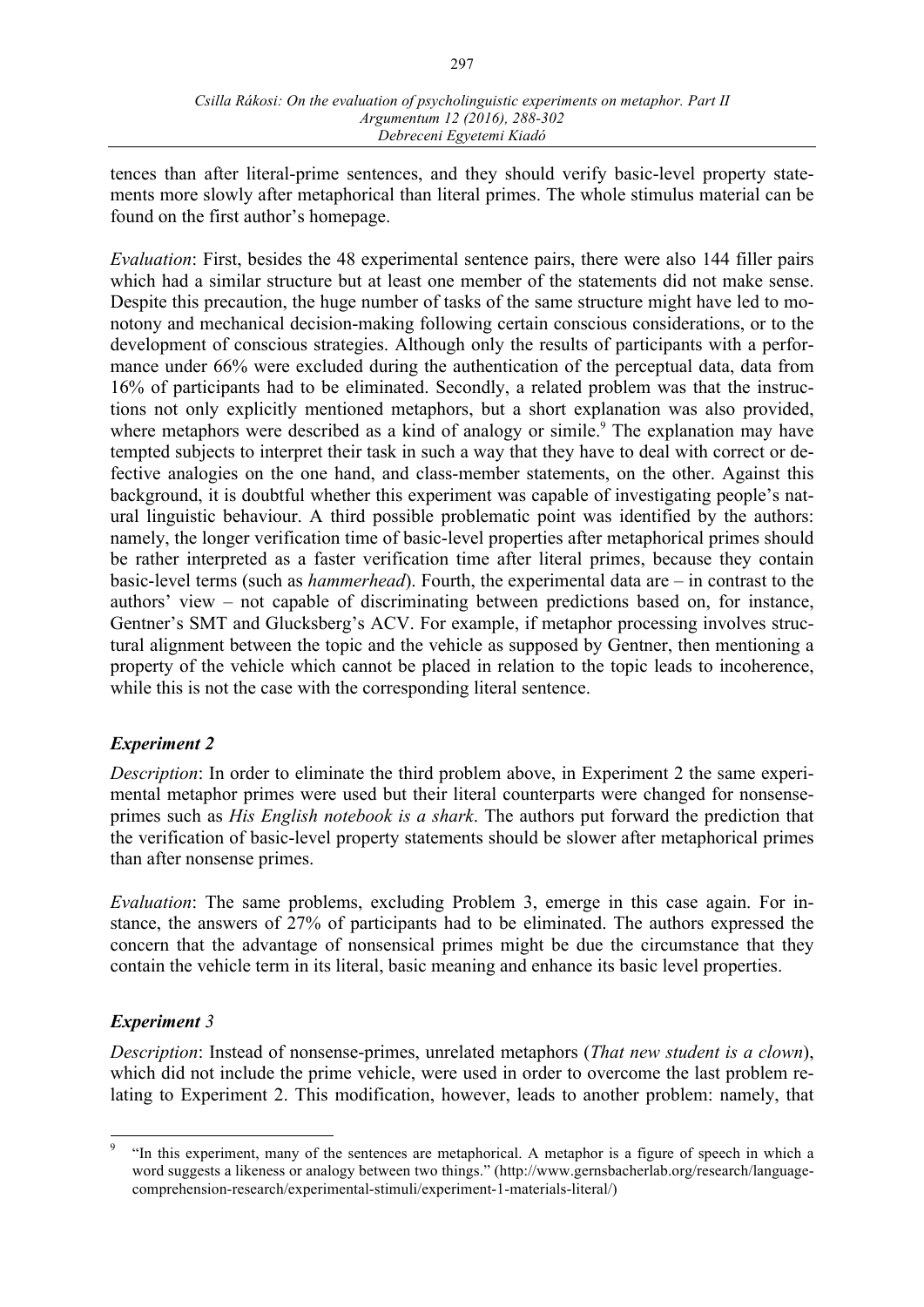tences than after literal-prime sentences, and they should verify basic-level property statements more slowly after metaphorical than literal primes. The whole stimulus material can be found on the first author's homepage.

*Evaluation*: First, besides the 48 experimental sentence pairs, there were also 144 filler pairs which had a similar structure but at least one member of the statements did not make sense. Despite this precaution, the huge number of tasks of the same structure might have led to monotony and mechanical decision-making following certain conscious considerations, or to the development of conscious strategies. Although only the results of participants with a performance under 66% were excluded during the authentication of the perceptual data, data from 16% of participants had to be eliminated. Secondly, a related problem was that the instructions not only explicitly mentioned metaphors, but a short explanation was also provided, where metaphors were described as a kind of analogy or simile.[9] The explanation may have tempted subjects to interpret their task in such a way that they have to deal with correct or defective analogies on the one hand, and class-member statements, on the other. Against this background, it is doubtful whether this experiment was capable of investigating people's natural linguistic behaviour. A third possible problematic point was identified by the authors: namely, the longer verification time of basic-level properties after metaphorical primes should be rather interpreted as a faster verification time after literal primes, because they contain basic-level terms (such as *hammerhead*). Fourth, the experimental data are – in contrast to the authors' view – not capable of discriminating between predictions based on, for instance, Gentner's SMT and Glucksberg's ACV. For example, if metaphor processing involves structural alignment between the topic and the vehicle as supposed by Gentner, then mentioning a property of the vehicle which cannot be placed in relation to the topic leads to incoherence, while this is not the case with the corresponding literal sentence.

### *Experiment 2*

*Description*: In order to eliminate the third problem above, in Experiment 2 the same experimental metaphor primes were used but their literal counterparts were changed for nonsense-primes such as *His English notebook is a shark*. The authors put forward the prediction that the verification of basic-level property statements should be slower after metaphorical primes than after nonsense primes.

*Evaluation*: The same problems, excluding Problem 3, emerge in this case again. For instance, the answers of 27% of participants had to be eliminated. The authors expressed the concern that the advantage of nonsensical primes might be due the circumstance that they contain the vehicle term in its literal, basic meaning and enhance its basic level properties.

### *Experiment 3*

*Description*: Instead of nonsense-primes, unrelated metaphors (*That new student is a clown*), which did not include the prime vehicle, were used in order to overcome the last problem relating to Experiment 2. This modification, however, leads to another problem: namely, that

---

[9] "In this experiment, many of the sentences are metaphorical. A metaphor is a figure of speech in which a word suggests a likeness or analogy between two things." (http://www.gernsbacherlab.org/research/language-comprehension-research/experimental-stimuli/experiment-1-materials-literal/)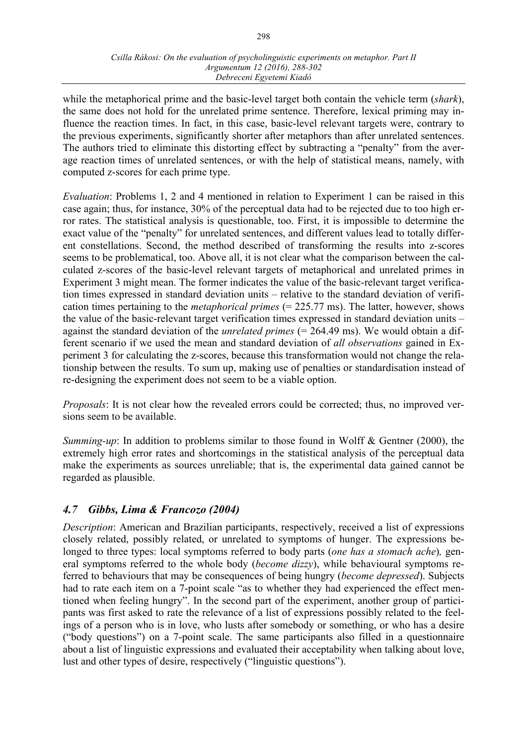while the metaphorical prime and the basic-level target both contain the vehicle term (*shark*), the same does not hold for the unrelated prime sentence. Therefore, lexical priming may influence the reaction times. In fact, in this case, basic-level relevant targets were, contrary to the previous experiments, significantly shorter after metaphors than after unrelated sentences. The authors tried to eliminate this distorting effect by subtracting a "penalty" from the average reaction times of unrelated sentences, or with the help of statistical means, namely, with computed z-scores for each prime type.

*Evaluation*: Problems 1, 2 and 4 mentioned in relation to Experiment 1 can be raised in this case again; thus, for instance, 30% of the perceptual data had to be rejected due to too high error rates. The statistical analysis is questionable, too. First, it is impossible to determine the exact value of the "penalty" for unrelated sentences, and different values lead to totally different constellations. Second, the method described of transforming the results into z-scores seems to be problematical, too. Above all, it is not clear what the comparison between the calculated z-scores of the basic-level relevant targets of metaphorical and unrelated primes in Experiment 3 might mean. The former indicates the value of the basic-relevant target verification times expressed in standard deviation units – relative to the standard deviation of verification times pertaining to the *metaphorical primes* (= 225.77 ms). The latter, however, shows the value of the basic-relevant target verification times expressed in standard deviation units – against the standard deviation of the *unrelated primes* (= 264.49 ms). We would obtain a different scenario if we used the mean and standard deviation of *all observations* gained in Experiment 3 for calculating the z-scores, because this transformation would not change the relationship between the results. To sum up, making use of penalties or standardisation instead of re-designing the experiment does not seem to be a viable option.

*Proposals*: It is not clear how the revealed errors could be corrected; thus, no improved versions seem to be available.

*Summing-up*: In addition to problems similar to those found in Wolff & Gentner (2000), the extremely high error rates and shortcomings in the statistical analysis of the perceptual data make the experiments as sources unreliable; that is, the experimental data gained cannot be regarded as plausible.

### *4.7 Gibbs, Lima & Francozo (2004)*

*Description*: American and Brazilian participants, respectively, received a list of expressions closely related, possibly related, or unrelated to symptoms of hunger. The expressions belonged to three types: local symptoms referred to body parts (*one has a stomach ache*)*,* general symptoms referred to the whole body (*become dizzy*), while behavioural symptoms referred to behaviours that may be consequences of being hungry (*become depressed*). Subjects had to rate each item on a 7-point scale "as to whether they had experienced the effect mentioned when feeling hungry". In the second part of the experiment, another group of participants was first asked to rate the relevance of a list of expressions possibly related to the feelings of a person who is in love, who lusts after somebody or something, or who has a desire ("body questions") on a 7-point scale. The same participants also filled in a questionnaire about a list of linguistic expressions and evaluated their acceptability when talking about love, lust and other types of desire, respectively ("linguistic questions").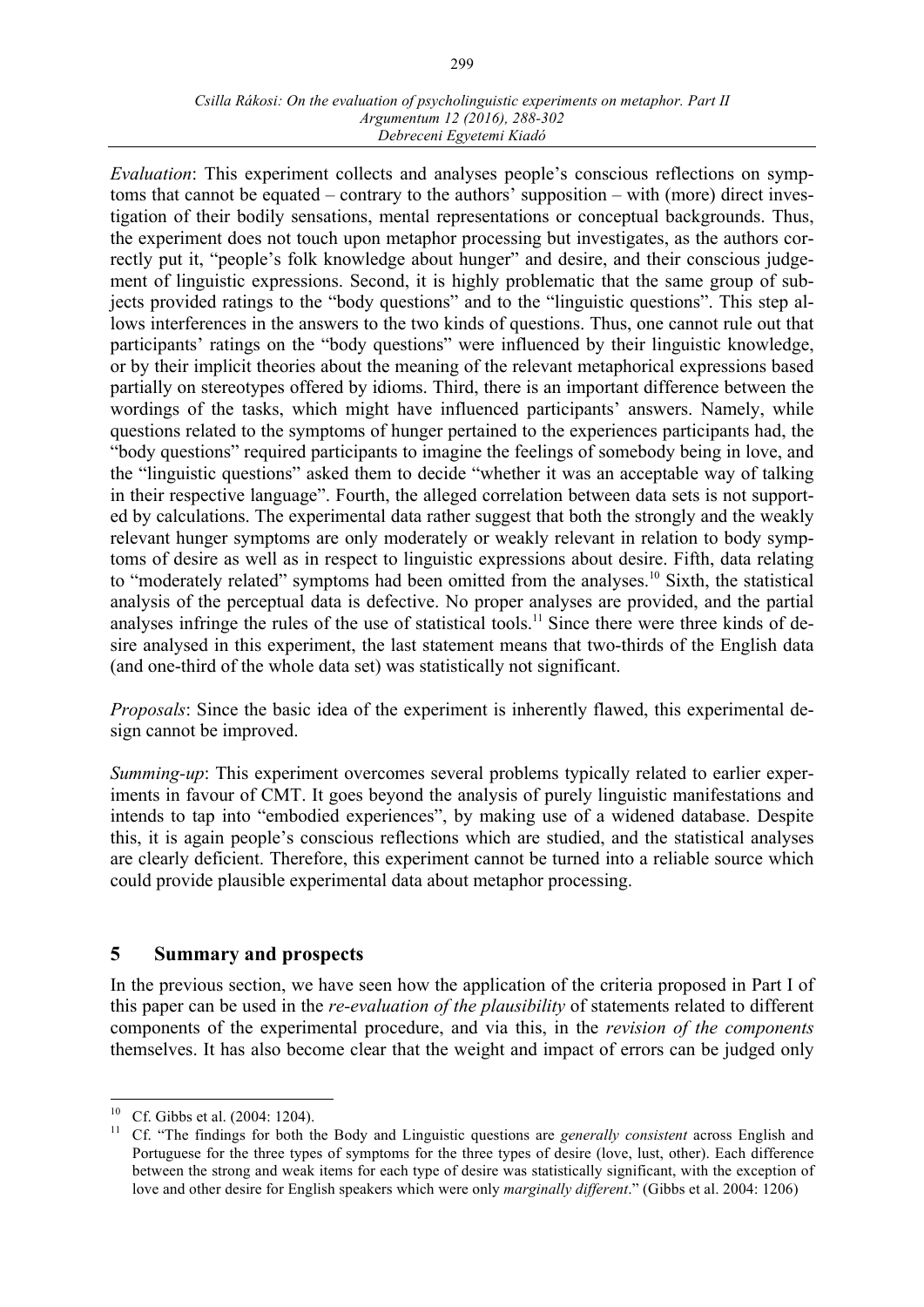*Evaluation*: This experiment collects and analyses people's conscious reflections on symptoms that cannot be equated – contrary to the authors' supposition – with (more) direct investigation of their bodily sensations, mental representations or conceptual backgrounds. Thus, the experiment does not touch upon metaphor processing but investigates, as the authors correctly put it, "people's folk knowledge about hunger" and desire, and their conscious judgement of linguistic expressions. Second, it is highly problematic that the same group of subjects provided ratings to the "body questions" and to the "linguistic questions". This step allows interferences in the answers to the two kinds of questions. Thus, one cannot rule out that participants' ratings on the "body questions" were influenced by their linguistic knowledge, or by their implicit theories about the meaning of the relevant metaphorical expressions based partially on stereotypes offered by idioms. Third, there is an important difference between the wordings of the tasks, which might have influenced participants' answers. Namely, while questions related to the symptoms of hunger pertained to the experiences participants had, the "body questions" required participants to imagine the feelings of somebody being in love, and the "linguistic questions" asked them to decide "whether it was an acceptable way of talking in their respective language". Fourth, the alleged correlation between data sets is not supported by calculations. The experimental data rather suggest that both the strongly and the weakly relevant hunger symptoms are only moderately or weakly relevant in relation to body symptoms of desire as well as in respect to linguistic expressions about desire. Fifth, data relating to "moderately related" symptoms had been omitted from the analyses.[10] Sixth, the statistical analysis of the perceptual data is defective. No proper analyses are provided, and the partial analyses infringe the rules of the use of statistical tools.[11] Since there were three kinds of desire analysed in this experiment, the last statement means that two-thirds of the English data (and one-third of the whole data set) was statistically not significant.

*Proposals*: Since the basic idea of the experiment is inherently flawed, this experimental design cannot be improved.

*Summing-up*: This experiment overcomes several problems typically related to earlier experiments in favour of CMT. It goes beyond the analysis of purely linguistic manifestations and intends to tap into "embodied experiences", by making use of a widened database. Despite this, it is again people's conscious reflections which are studied, and the statistical analyses are clearly deficient. Therefore, this experiment cannot be turned into a reliable source which could provide plausible experimental data about metaphor processing.

## 5 Summary and prospects

In the previous section, we have seen how the application of the criteria proposed in Part I of this paper can be used in the *re-evaluation of the plausibility* of statements related to different components of the experimental procedure, and via this, in the *revision of the components* themselves. It has also become clear that the weight and impact of errors can be judged only

---

[10] Cf. Gibbs et al. (2004: 1204).

[11] Cf. "The findings for both the Body and Linguistic questions are *generally consistent* across English and Portuguese for the three types of symptoms for the three types of desire (love, lust, other). Each difference between the strong and weak items for each type of desire was statistically significant, with the exception of love and other desire for English speakers which were only *marginally different*." (Gibbs et al. 2004: 1206)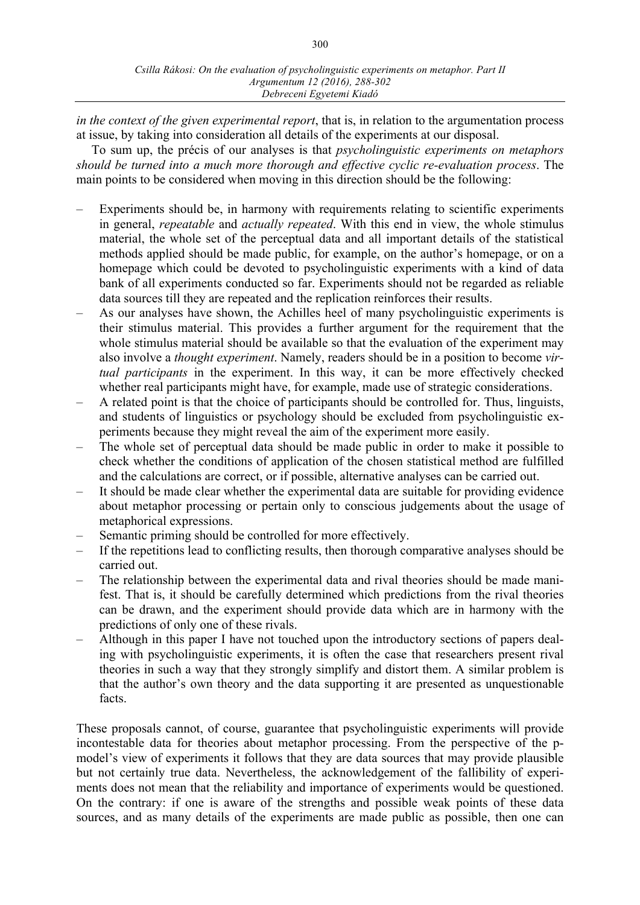*in the context of the given experimental report*, that is, in relation to the argumentation process at issue, by taking into consideration all details of the experiments at our disposal.

To sum up, the précis of our analyses is that *psycholinguistic experiments on metaphors should be turned into a much more thorough and effective cyclic re-evaluation process*. The main points to be considered when moving in this direction should be the following:

- Experiments should be, in harmony with requirements relating to scientific experiments in general, *repeatable* and *actually repeated*. With this end in view, the whole stimulus material, the whole set of the perceptual data and all important details of the statistical methods applied should be made public, for example, on the author's homepage, or on a homepage which could be devoted to psycholinguistic experiments with a kind of data bank of all experiments conducted so far. Experiments should not be regarded as reliable data sources till they are repeated and the replication reinforces their results.
- As our analyses have shown, the Achilles heel of many psycholinguistic experiments is their stimulus material. This provides a further argument for the requirement that the whole stimulus material should be available so that the evaluation of the experiment may also involve a *thought experiment*. Namely, readers should be in a position to become *virtual participants* in the experiment. In this way, it can be more effectively checked whether real participants might have, for example, made use of strategic considerations.
- A related point is that the choice of participants should be controlled for. Thus, linguists, and students of linguistics or psychology should be excluded from psycholinguistic experiments because they might reveal the aim of the experiment more easily.
- The whole set of perceptual data should be made public in order to make it possible to check whether the conditions of application of the chosen statistical method are fulfilled and the calculations are correct, or if possible, alternative analyses can be carried out.
- It should be made clear whether the experimental data are suitable for providing evidence about metaphor processing or pertain only to conscious judgements about the usage of metaphorical expressions.
- Semantic priming should be controlled for more effectively.
- If the repetitions lead to conflicting results, then thorough comparative analyses should be carried out.
- The relationship between the experimental data and rival theories should be made manifest. That is, it should be carefully determined which predictions from the rival theories can be drawn, and the experiment should provide data which are in harmony with the predictions of only one of these rivals.
- Although in this paper I have not touched upon the introductory sections of papers dealing with psycholinguistic experiments, it is often the case that researchers present rival theories in such a way that they strongly simplify and distort them. A similar problem is that the author's own theory and the data supporting it are presented as unquestionable facts.

These proposals cannot, of course, guarantee that psycholinguistic experiments will provide incontestable data for theories about metaphor processing. From the perspective of the p-model's view of experiments it follows that they are data sources that may provide plausible but not certainly true data. Nevertheless, the acknowledgement of the fallibility of experiments does not mean that the reliability and importance of experiments would be questioned. On the contrary: if one is aware of the strengths and possible weak points of these data sources, and as many details of the experiments are made public as possible, then one can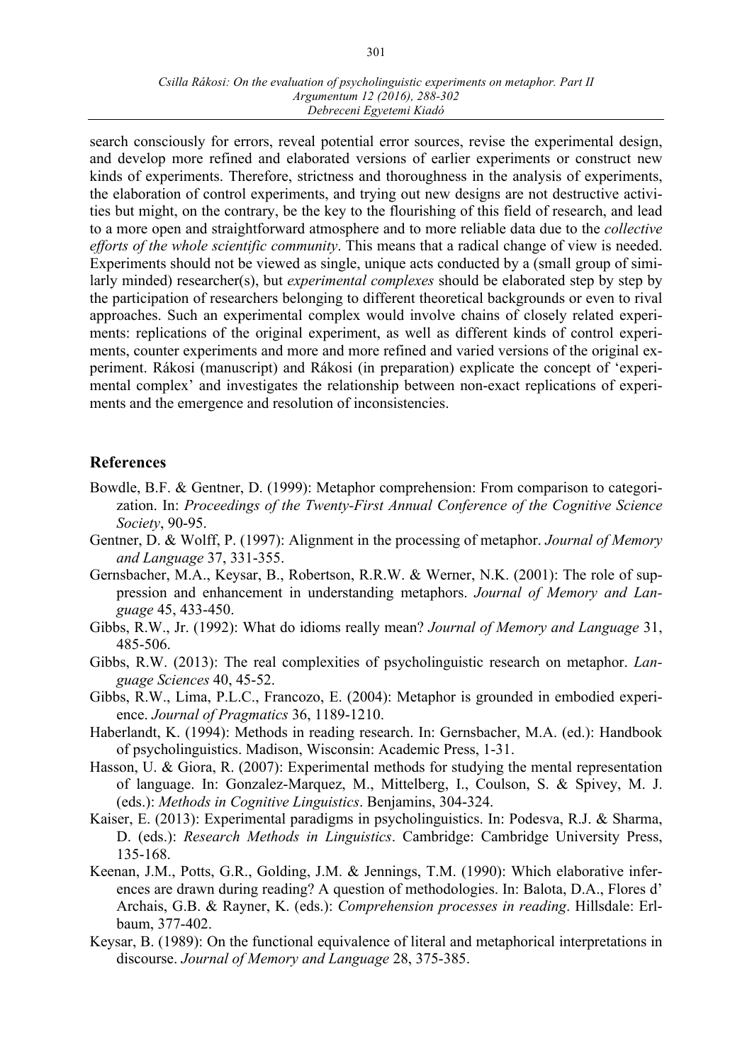search consciously for errors, reveal potential error sources, revise the experimental design, and develop more refined and elaborated versions of earlier experiments or construct new kinds of experiments. Therefore, strictness and thoroughness in the analysis of experiments, the elaboration of control experiments, and trying out new designs are not destructive activities but might, on the contrary, be the key to the flourishing of this field of research, and lead to a more open and straightforward atmosphere and to more reliable data due to the *collective efforts of the whole scientific community*. This means that a radical change of view is needed. Experiments should not be viewed as single, unique acts conducted by a (small group of similarly minded) researcher(s), but *experimental complexes* should be elaborated step by step by the participation of researchers belonging to different theoretical backgrounds or even to rival approaches. Such an experimental complex would involve chains of closely related experiments: replications of the original experiment, as well as different kinds of control experiments, counter experiments and more and more refined and varied versions of the original experiment. Rákosi (manuscript) and Rákosi (in preparation) explicate the concept of 'experimental complex' and investigates the relationship between non-exact replications of experiments and the emergence and resolution of inconsistencies.

## References

Bowdle, B.F. & Gentner, D. (1999): Metaphor comprehension: From comparison to categorization. In: *Proceedings of the Twenty-First Annual Conference of the Cognitive Science Society*, 90-95.

Gentner, D. & Wolff, P. (1997): Alignment in the processing of metaphor. *Journal of Memory and Language* 37, 331-355.

Gernsbacher, M.A., Keysar, B., Robertson, R.R.W. & Werner, N.K. (2001): The role of suppression and enhancement in understanding metaphors. *Journal of Memory and Language* 45, 433-450.

Gibbs, R.W., Jr. (1992): What do idioms really mean? *Journal of Memory and Language* 31, 485-506.

Gibbs, R.W. (2013): The real complexities of psycholinguistic research on metaphor. *Language Sciences* 40, 45-52.

Gibbs, R.W., Lima, P.L.C., Francozo, E. (2004): Metaphor is grounded in embodied experience. *Journal of Pragmatics* 36, 1189-1210.

Haberlandt, K. (1994): Methods in reading research. In: Gernsbacher, M.A. (ed.): Handbook of psycholinguistics. Madison, Wisconsin: Academic Press, 1-31.

Hasson, U. & Giora, R. (2007): Experimental methods for studying the mental representation of language. In: Gonzalez-Marquez, M., Mittelberg, I., Coulson, S. & Spivey, M. J. (eds.): *Methods in Cognitive Linguistics*. Benjamins, 304-324.

Kaiser, E. (2013): Experimental paradigms in psycholinguistics. In: Podesva, R.J. & Sharma, D. (eds.): *Research Methods in Linguistics*. Cambridge: Cambridge University Press, 135-168.

Keenan, J.M., Potts, G.R., Golding, J.M. & Jennings, T.M. (1990): Which elaborative inferences are drawn during reading? A question of methodologies. In: Balota, D.A., Flores d' Archais, G.B. & Rayner, K. (eds.): *Comprehension processes in reading*. Hillsdale: Erlbaum, 377-402.

Keysar, B. (1989): On the functional equivalence of literal and metaphorical interpretations in discourse. *Journal of Memory and Language* 28, 375-385.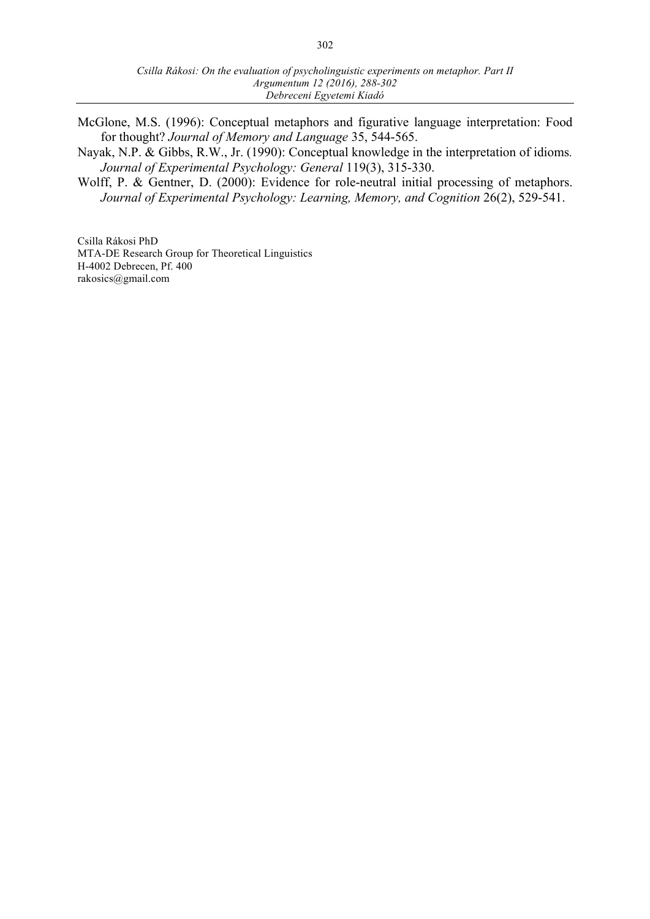McGlone, M.S. (1996): Conceptual metaphors and figurative language interpretation: Food for thought? *Journal of Memory and Language* 35, 544-565.

Nayak, N.P. & Gibbs, R.W., Jr. (1990): Conceptual knowledge in the interpretation of idioms. *Journal of Experimental Psychology: General* 119(3), 315-330.

Wolff, P. & Gentner, D. (2000): Evidence for role-neutral initial processing of metaphors. *Journal of Experimental Psychology: Learning, Memory, and Cognition* 26(2), 529-541.

Csilla Rákosi PhD  
MTA-DE Research Group for Theoretical Linguistics  
H-4002 Debrecen, Pf. 400  
rakosics@gmail.com